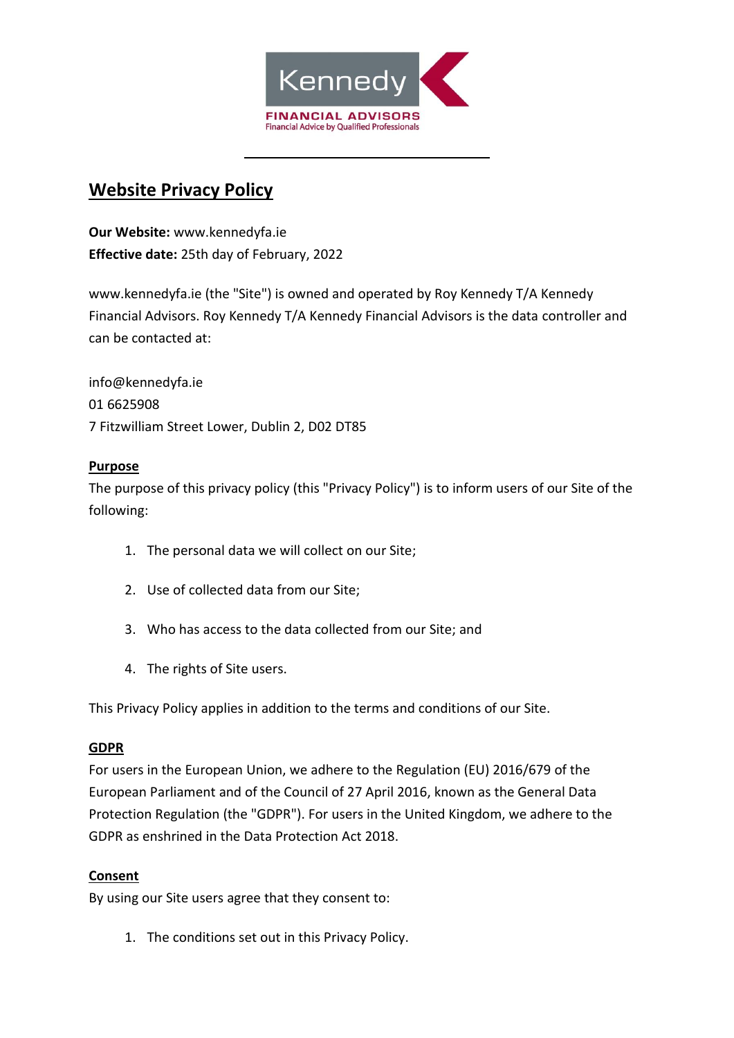# Website Privacy Policy

**Our Website:** www.kennedyfa.ie
**Effective date:** 25th day of February, 2022

www.kennedyfa.ie (the "Site") is owned and operated by Roy Kennedy T/A Kennedy Financial Advisors. Roy Kennedy T/A Kennedy Financial Advisors is the data controller and can be contacted at:

info@kennedyfa.ie
01 6625908
7 Fitzwilliam Street Lower, Dublin 2, D02 DT85

## Purpose

The purpose of this privacy policy (this "Privacy Policy") is to inform users of our Site of the following:

1. The personal data we will collect on our Site;
2. Use of collected data from our Site;
3. Who has access to the data collected from our Site; and
4. The rights of Site users.

This Privacy Policy applies in addition to the terms and conditions of our Site.

## GDPR

For users in the European Union, we adhere to the Regulation (EU) 2016/679 of the European Parliament and of the Council of 27 April 2016, known as the General Data Protection Regulation (the "GDPR"). For users in the United Kingdom, we adhere to the GDPR as enshrined in the Data Protection Act 2018.

## Consent

By using our Site users agree that they consent to:

1. The conditions set out in this Privacy Policy.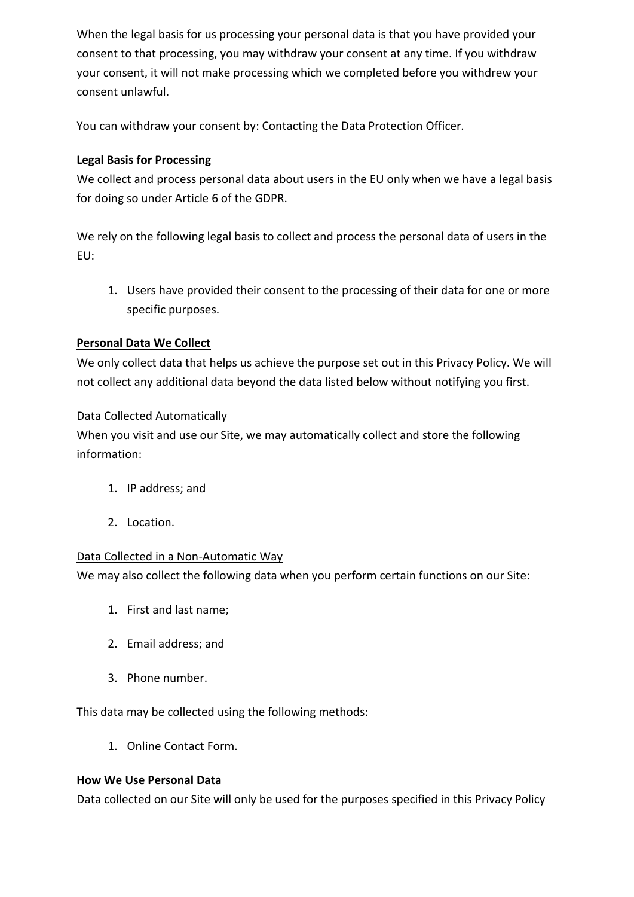When the legal basis for us processing your personal data is that you have provided your consent to that processing, you may withdraw your consent at any time. If you withdraw your consent, it will not make processing which we completed before you withdrew your consent unlawful.

You can withdraw your consent by: Contacting the Data Protection Officer.

**Legal Basis for Processing**

We collect and process personal data about users in the EU only when we have a legal basis for doing so under Article 6 of the GDPR.

We rely on the following legal basis to collect and process the personal data of users in the EU:

1. Users have provided their consent to the processing of their data for one or more specific purposes.

**Personal Data We Collect**

We only collect data that helps us achieve the purpose set out in this Privacy Policy. We will not collect any additional data beyond the data listed below without notifying you first.

Data Collected Automatically

When you visit and use our Site, we may automatically collect and store the following information:

1. IP address; and
2. Location.

Data Collected in a Non-Automatic Way

We may also collect the following data when you perform certain functions on our Site:

1. First and last name;
2. Email address; and
3. Phone number.

This data may be collected using the following methods:

1. Online Contact Form.

**How We Use Personal Data**

Data collected on our Site will only be used for the purposes specified in this Privacy Policy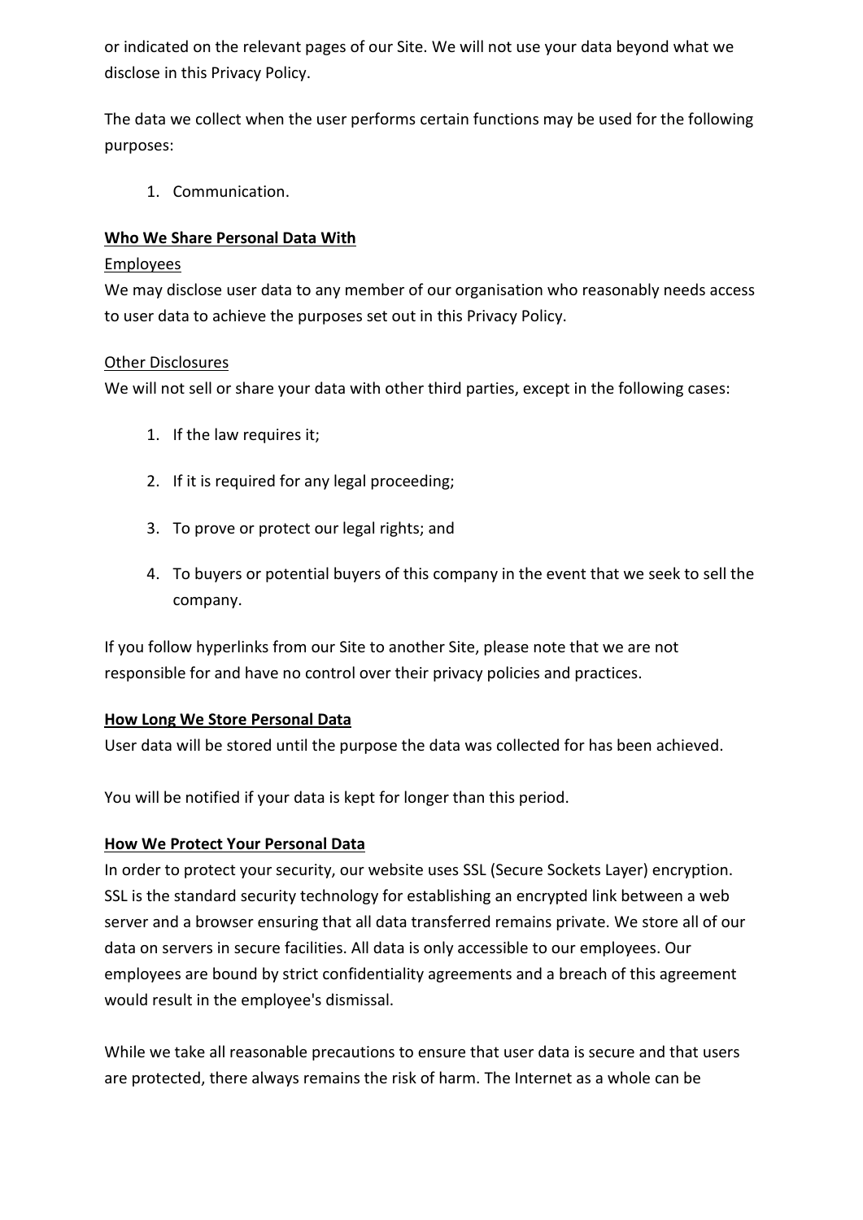or indicated on the relevant pages of our Site. We will not use your data beyond what we disclose in this Privacy Policy.

The data we collect when the user performs certain functions may be used for the following purposes:

1. Communication.

**Who We Share Personal Data With**

Employees

We may disclose user data to any member of our organisation who reasonably needs access to user data to achieve the purposes set out in this Privacy Policy.

Other Disclosures

We will not sell or share your data with other third parties, except in the following cases:

1. If the law requires it;
2. If it is required for any legal proceeding;
3. To prove or protect our legal rights; and
4. To buyers or potential buyers of this company in the event that we seek to sell the company.

If you follow hyperlinks from our Site to another Site, please note that we are not responsible for and have no control over their privacy policies and practices.

**How Long We Store Personal Data**

User data will be stored until the purpose the data was collected for has been achieved.

You will be notified if your data is kept for longer than this period.

**How We Protect Your Personal Data**

In order to protect your security, our website uses SSL (Secure Sockets Layer) encryption. SSL is the standard security technology for establishing an encrypted link between a web server and a browser ensuring that all data transferred remains private. We store all of our data on servers in secure facilities. All data is only accessible to our employees. Our employees are bound by strict confidentiality agreements and a breach of this agreement would result in the employee's dismissal.

While we take all reasonable precautions to ensure that user data is secure and that users are protected, there always remains the risk of harm. The Internet as a whole can be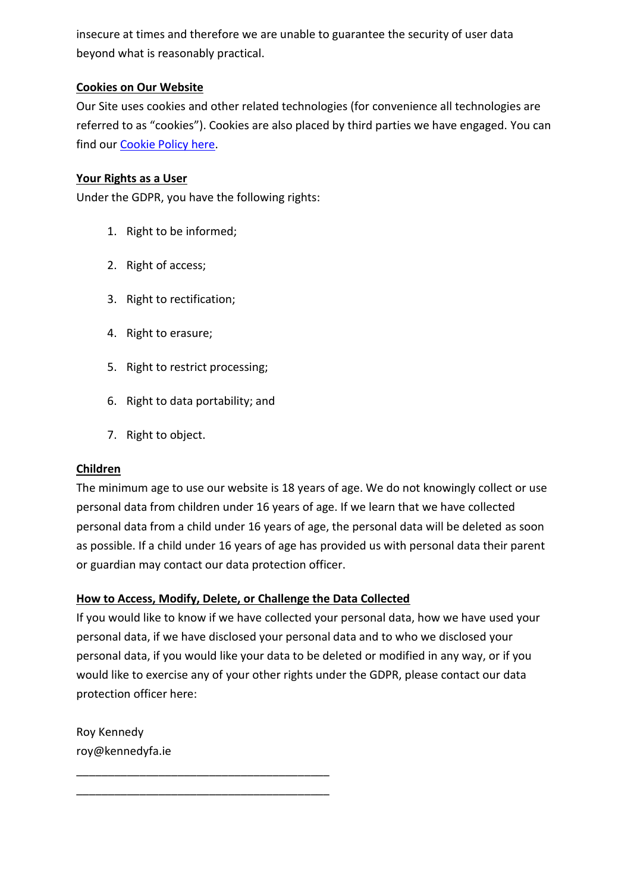insecure at times and therefore we are unable to guarantee the security of user data beyond what is reasonably practical.

**Cookies on Our Website**

Our Site uses cookies and other related technologies (for convenience all technologies are referred to as "cookies"). Cookies are also placed by third parties we have engaged. You can find our [Cookie Policy here](#).

**Your Rights as a User**

Under the GDPR, you have the following rights:

1. Right to be informed;
2. Right of access;
3. Right to rectification;
4. Right to erasure;
5. Right to restrict processing;
6. Right to data portability; and
7. Right to object.

**Children**

The minimum age to use our website is 18 years of age. We do not knowingly collect or use personal data from children under 16 years of age. If we learn that we have collected personal data from a child under 16 years of age, the personal data will be deleted as soon as possible. If a child under 16 years of age has provided us with personal data their parent or guardian may contact our data protection officer.

**How to Access, Modify, Delete, or Challenge the Data Collected**

If you would like to know if we have collected your personal data, how we have used your personal data, if we have disclosed your personal data and to who we disclosed your personal data, if you would like your data to be deleted or modified in any way, or if you would like to exercise any of your other rights under the GDPR, please contact our data protection officer here:

Roy Kennedy
roy@kennedyfa.ie

\_\_\_\_\_\_\_\_\_\_\_\_\_\_\_\_\_\_\_\_\_\_\_\_\_\_\_\_\_\_\_\_\_\_\_\_\_\_\_\_

\_\_\_\_\_\_\_\_\_\_\_\_\_\_\_\_\_\_\_\_\_\_\_\_\_\_\_\_\_\_\_\_\_\_\_\_\_\_\_\_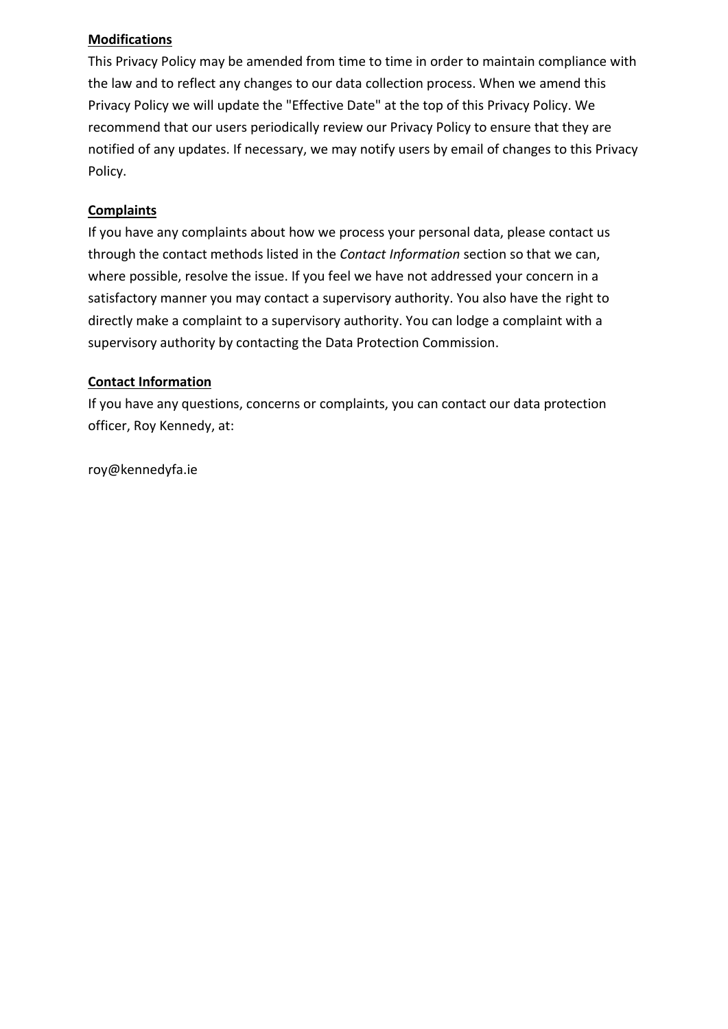**Modifications**

This Privacy Policy may be amended from time to time in order to maintain compliance with the law and to reflect any changes to our data collection process. When we amend this Privacy Policy we will update the "Effective Date" at the top of this Privacy Policy. We recommend that our users periodically review our Privacy Policy to ensure that they are notified of any updates. If necessary, we may notify users by email of changes to this Privacy Policy.

**Complaints**

If you have any complaints about how we process your personal data, please contact us through the contact methods listed in the *Contact Information* section so that we can, where possible, resolve the issue. If you feel we have not addressed your concern in a satisfactory manner you may contact a supervisory authority. You also have the right to directly make a complaint to a supervisory authority. You can lodge a complaint with a supervisory authority by contacting the Data Protection Commission.

**Contact Information**

If you have any questions, concerns or complaints, you can contact our data protection officer, Roy Kennedy, at:

roy@kennedyfa.ie